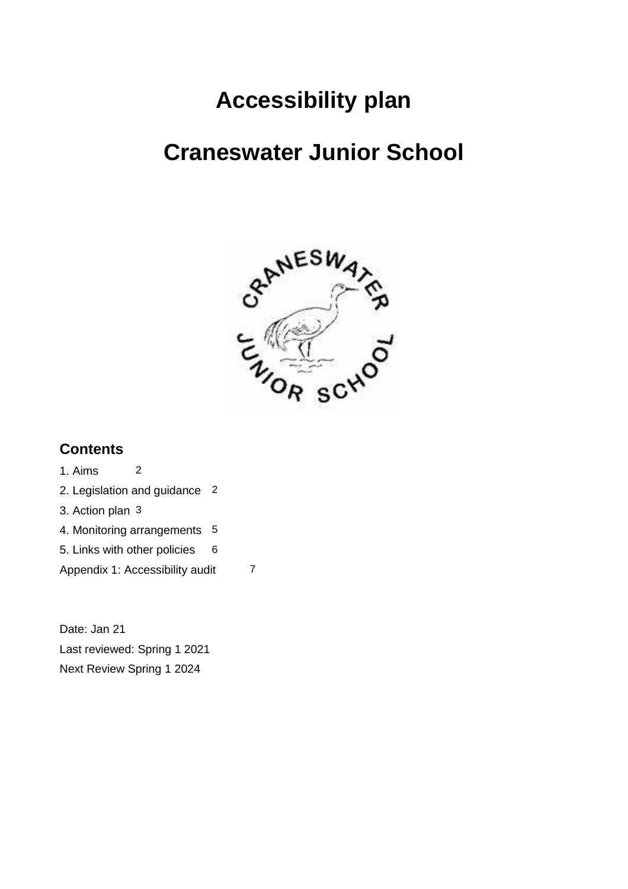# Accessibility plan

# Craneswater Junior School

## Contents

1. Aims 2
2. Legislation and guidance 2
3. Action plan 3
4. Monitoring arrangements 5
5. Links with other policies 6

Appendix 1: Accessibility audit 7

Date: Jan 21

Last reviewed: Spring 1 2021

Next Review Spring 1 2024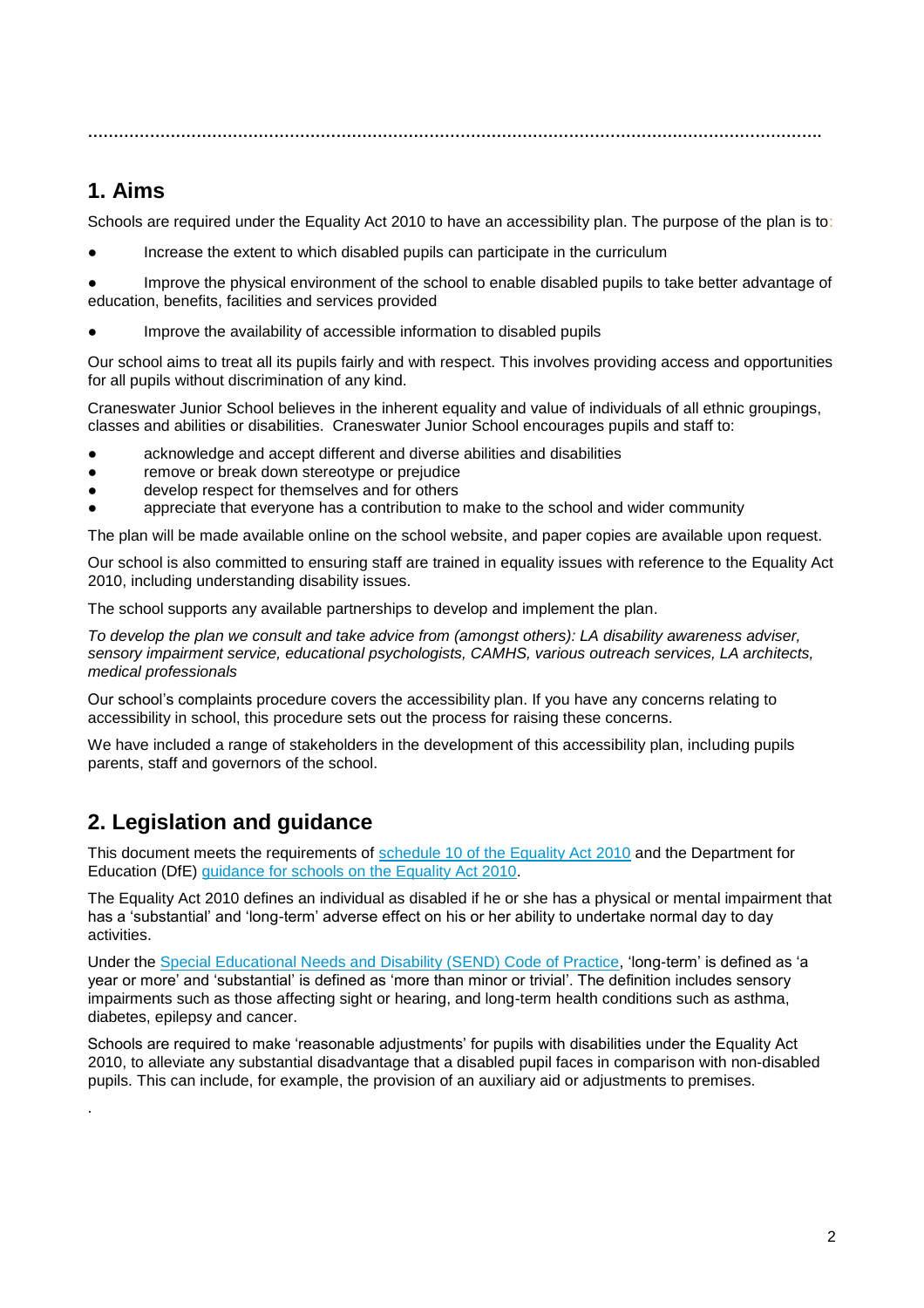## 1. Aims

Schools are required under the Equality Act 2010 to have an accessibility plan. The purpose of the plan is to:

- Increase the extent to which disabled pupils can participate in the curriculum
- Improve the physical environment of the school to enable disabled pupils to take better advantage of education, benefits, facilities and services provided
- Improve the availability of accessible information to disabled pupils

Our school aims to treat all its pupils fairly and with respect. This involves providing access and opportunities for all pupils without discrimination of any kind.

Craneswater Junior School believes in the inherent equality and value of individuals of all ethnic groupings, classes and abilities or disabilities. Craneswater Junior School encourages pupils and staff to:

- acknowledge and accept different and diverse abilities and disabilities
- remove or break down stereotype or prejudice
- develop respect for themselves and for others
- appreciate that everyone has a contribution to make to the school and wider community

The plan will be made available online on the school website, and paper copies are available upon request.

Our school is also committed to ensuring staff are trained in equality issues with reference to the Equality Act 2010, including understanding disability issues.

The school supports any available partnerships to develop and implement the plan.

*To develop the plan we consult and take advice from (amongst others): LA disability awareness adviser, sensory impairment service, educational psychologists, CAMHS, various outreach services, LA architects, medical professionals*

Our school's complaints procedure covers the accessibility plan. If you have any concerns relating to accessibility in school, this procedure sets out the process for raising these concerns.

We have included a range of stakeholders in the development of this accessibility plan, including pupils parents, staff and governors of the school.

## 2. Legislation and guidance

This document meets the requirements of schedule 10 of the Equality Act 2010 and the Department for Education (DfE) guidance for schools on the Equality Act 2010.

The Equality Act 2010 defines an individual as disabled if he or she has a physical or mental impairment that has a 'substantial' and 'long-term' adverse effect on his or her ability to undertake normal day to day activities.

Under the Special Educational Needs and Disability (SEND) Code of Practice, 'long-term' is defined as 'a year or more' and 'substantial' is defined as 'more than minor or trivial'. The definition includes sensory impairments such as those affecting sight or hearing, and long-term health conditions such as asthma, diabetes, epilepsy and cancer.

Schools are required to make 'reasonable adjustments' for pupils with disabilities under the Equality Act 2010, to alleviate any substantial disadvantage that a disabled pupil faces in comparison with non-disabled pupils. This can include, for example, the provision of an auxiliary aid or adjustments to premises.

.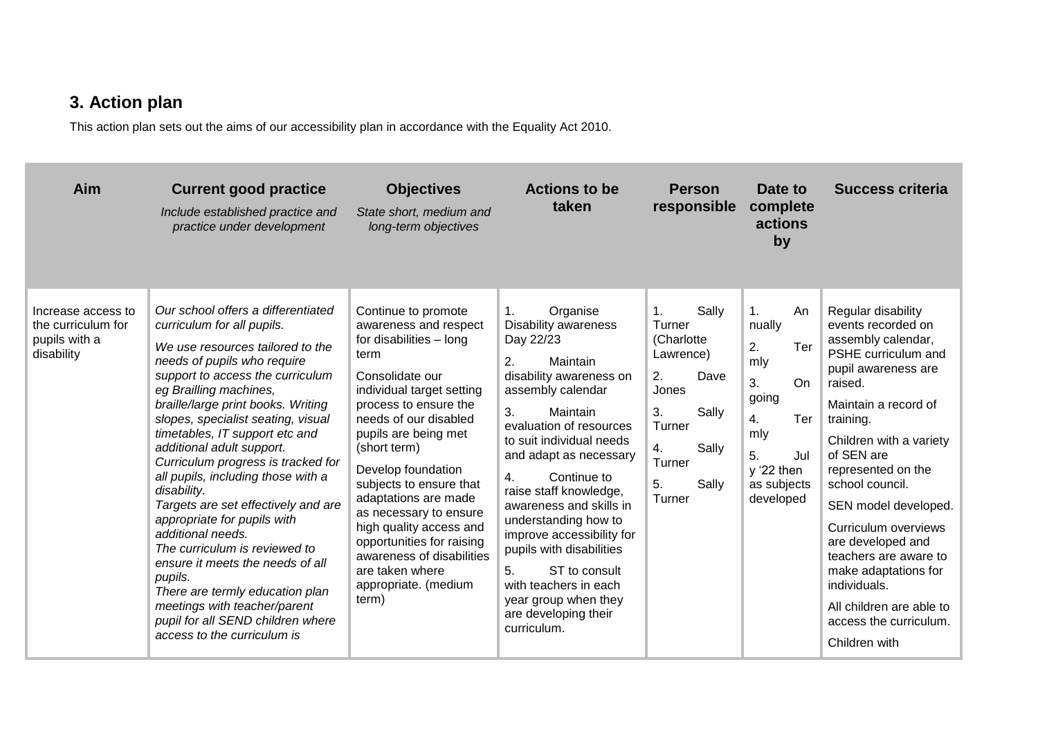## 3. Action plan

This action plan sets out the aims of our accessibility plan in accordance with the Equality Act 2010.

| Aim | Current good practice<br>*Include established practice and practice under development* | Objectives<br>*State short, medium and long-term objectives* | Actions to be taken | Person responsible | Date to complete actions by | Success criteria |
|---|---|---|---|---|---|---|
| Increase access to the curriculum for pupils with a disability | *Our school offers a differentiated curriculum for all pupils.*<br>*We use resources tailored to the needs of pupils who require support to access the curriculum eg Brailling machines, braille/large print books. Writing slopes, specialist seating, visual timetables, IT support etc and additional adult support.*<br>*Curriculum progress is tracked for all pupils, including those with a disability.*<br>*Targets are set effectively and are appropriate for pupils with additional needs.*<br>*The curriculum is reviewed to ensure it meets the needs of all pupils.*<br>*There are termly education plan meetings with teacher/parent pupil for all SEND children where access to the curriculum is* | Continue to promote awareness and respect for disabilities – long term<br>Consolidate our individual target setting process to ensure the needs of our disabled pupils are being met (short term)<br>Develop foundation subjects to ensure that adaptations are made as necessary to ensure high quality access and opportunities for raising awareness of disabilities are taken where appropriate. (medium term) | 1. Organise Disability awareness Day 22/23<br>2. Maintain disability awareness on assembly calendar<br>3. Maintain evaluation of resources to suit individual needs and adapt as necessary<br>4. Continue to raise staff knowledge, awareness and skills in understanding how to improve accessibility for pupils with disabilities<br>5. ST to consult with teachers in each year group when they are developing their curriculum. | 1. Sally Turner (Charlotte Lawrence)<br>2. Dave Jones<br>3. Sally Turner<br>4. Sally Turner<br>5. Sally Turner | 1. Annually<br>2. Termly<br>3. On going<br>4. Termly<br>5. July '22 then as subjects developed | Regular disability events recorded on assembly calendar, PSHE curriculum and pupil awareness are raised.<br>Maintain a record of training.<br>Children with a variety of SEN are represented on the school council.<br>SEN model developed.<br>Curriculum overviews are developed and teachers are aware to make adaptations for individuals.<br>All children are able to access the curriculum.<br>Children with |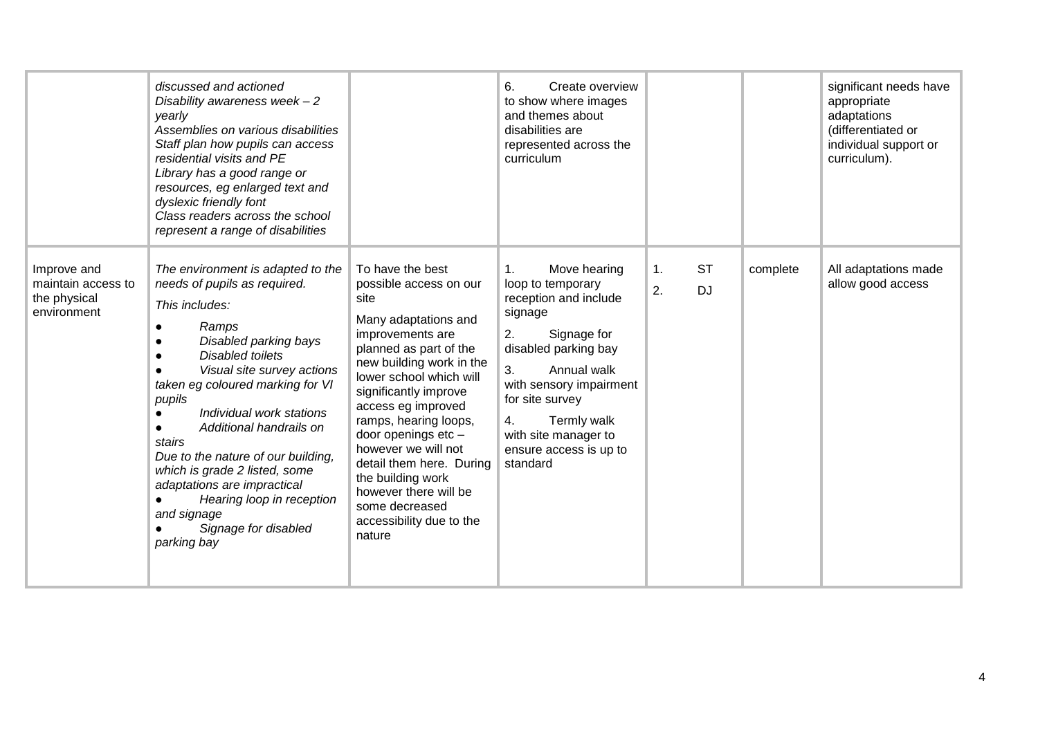| | | | | | | |
|---|---|---|---|---|---|---|
| | *discussed and actioned*<br>*Disability awareness week – 2 yearly*<br>*Assemblies on various disabilities*<br>*Staff plan how pupils can access residential visits and PE*<br>*Library has a good range or resources, eg enlarged text and dyslexic friendly font*<br>*Class readers across the school represent a range of disabilities* | | 6. Create overview to show where images and themes about disabilities are represented across the curriculum | | | significant needs have appropriate adaptations (differentiated or individual support or curriculum). |
| Improve and maintain access to the physical environment | *The environment is adapted to the needs of pupils as required.*<br>*This includes:*<br>● *Ramps*<br>● *Disabled parking bays*<br>● *Disabled toilets*<br>● *Visual site survey actions taken eg coloured marking for VI pupils*<br>● *Individual work stations*<br>● *Additional handrails on stairs*<br>*Due to the nature of our building, which is grade 2 listed, some adaptations are impractical*<br>● *Hearing loop in reception and signage*<br>● *Signage for disabled parking bay* | To have the best possible access on our site<br>Many adaptations and improvements are planned as part of the new building work in the lower school which will significantly improve access eg improved ramps, hearing loops, door openings etc – however we will not detail them here. During the building work however there will be some decreased accessibility due to the nature | 1. Move hearing loop to temporary reception and include signage<br>2. Signage for disabled parking bay<br>3. Annual walk with sensory impairment for site survey<br>4. Termly walk with site manager to ensure access is up to standard | 1. ST<br>2. DJ | complete | All adaptations made allow good access |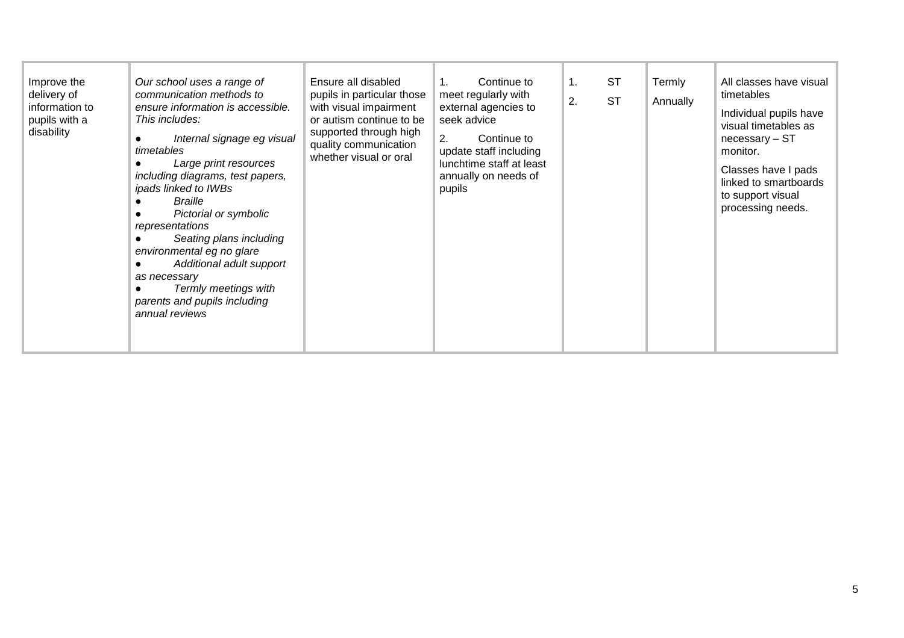| | | | | | | |
|---|---|---|---|---|---|---|
| Improve the delivery of information to pupils with a disability | *Our school uses a range of communication methods to ensure information is accessible. This includes:*<br>● *Internal signage eg visual timetables*<br>● *Large print resources including diagrams, test papers, ipads linked to IWBs*<br>● *Braille*<br>● *Pictorial or symbolic representations*<br>● *Seating plans including environmental eg no glare*<br>● *Additional adult support as necessary*<br>● *Termly meetings with parents and pupils including annual reviews* | Ensure all disabled pupils in particular those with visual impairment or autism continue to be supported through high quality communication whether visual or oral | 1. Continue to meet regularly with external agencies to seek advice<br>2. Continue to update staff including lunchtime staff at least annually on needs of pupils | 1. ST<br>2. ST | Termly<br>Annually | All classes have visual timetables<br>Individual pupils have visual timetables as necessary – ST monitor.<br>Classes have I pads linked to smartboards to support visual processing needs. |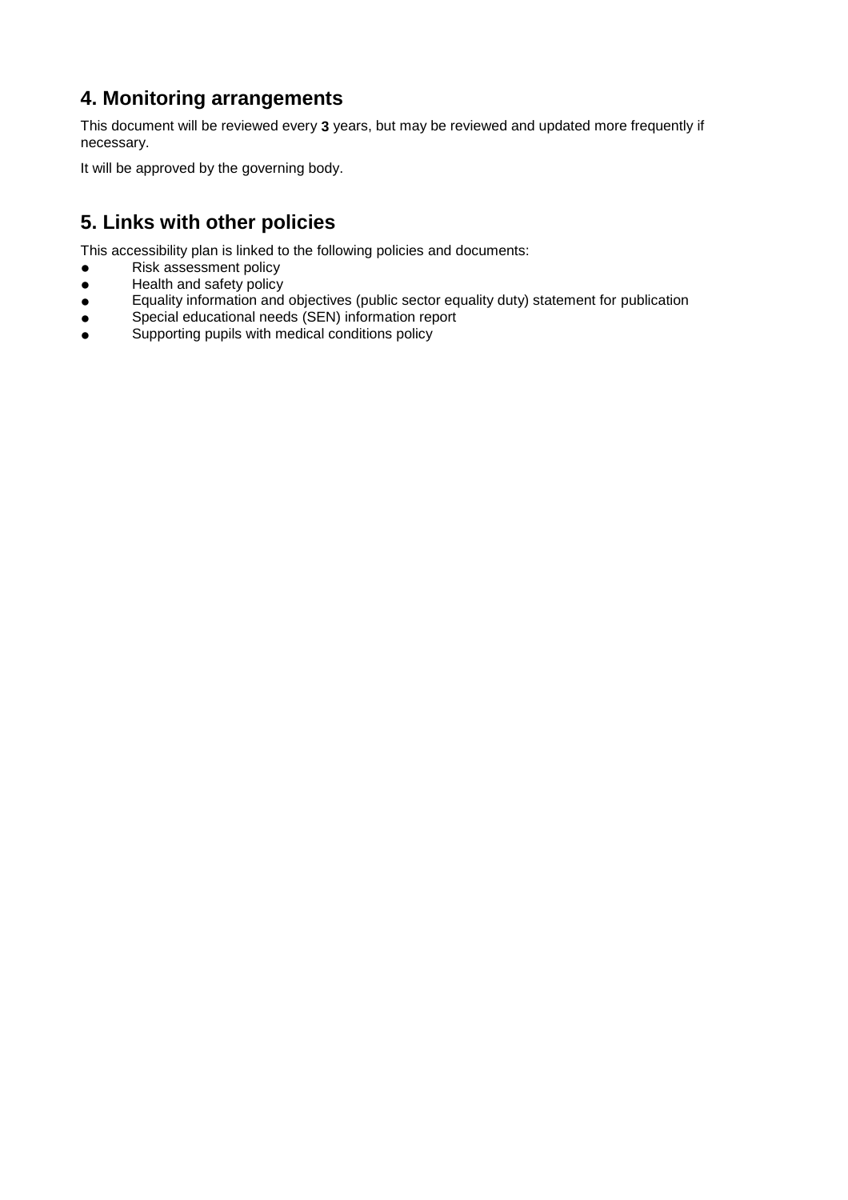## 4. Monitoring arrangements

This document will be reviewed every **3** years, but may be reviewed and updated more frequently if necessary.

It will be approved by the governing body.

## 5. Links with other policies

This accessibility plan is linked to the following policies and documents:

- Risk assessment policy
- Health and safety policy
- Equality information and objectives (public sector equality duty) statement for publication
- Special educational needs (SEN) information report
- Supporting pupils with medical conditions policy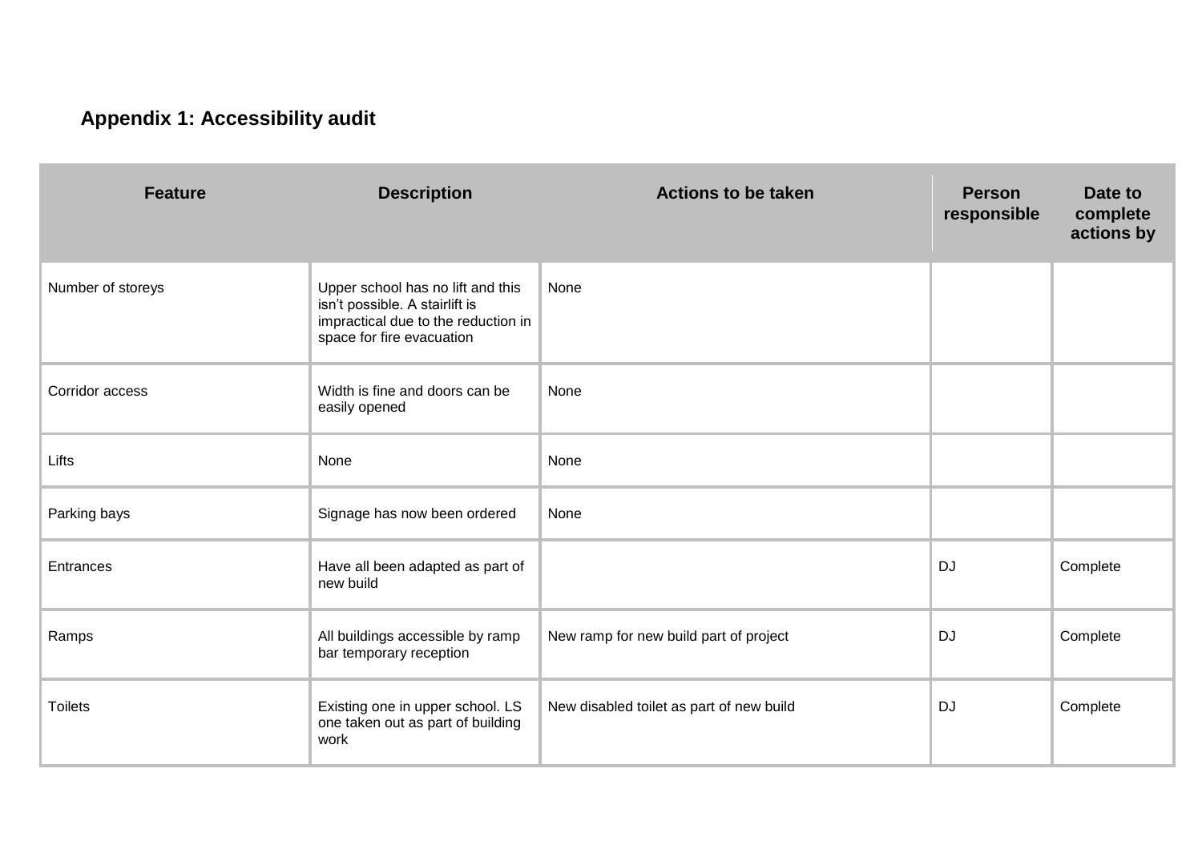### Appendix 1: Accessibility audit

| Feature | Description | Actions to be taken | Person responsible | Date to complete actions by |
|---|---|---|---|---|
| Number of storeys | Upper school has no lift and this isn't possible. A stairlift is impractical due to the reduction in space for fire evacuation | None | | |
| Corridor access | Width is fine and doors can be easily opened | None | | |
| Lifts | None | None | | |
| Parking bays | Signage has now been ordered | None | | |
| Entrances | Have all been adapted as part of new build | | DJ | Complete |
| Ramps | All buildings accessible by ramp bar temporary reception | New ramp for new build part of project | DJ | Complete |
| Toilets | Existing one in upper school. LS one taken out as part of building work | New disabled toilet as part of new build | DJ | Complete |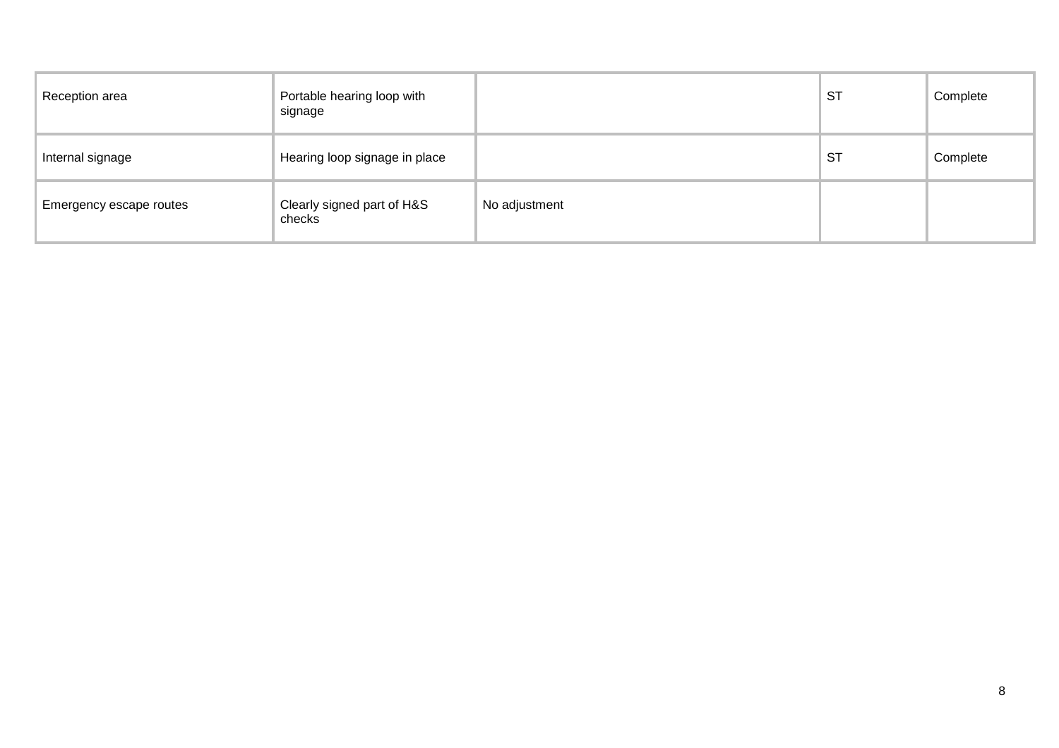| | | | | |
|---|---|---|---|---|
| Reception area | Portable hearing loop with signage | | ST | Complete |
| Internal signage | Hearing loop signage in place | | ST | Complete |
| Emergency escape routes | Clearly signed part of H&S checks | No adjustment | | |